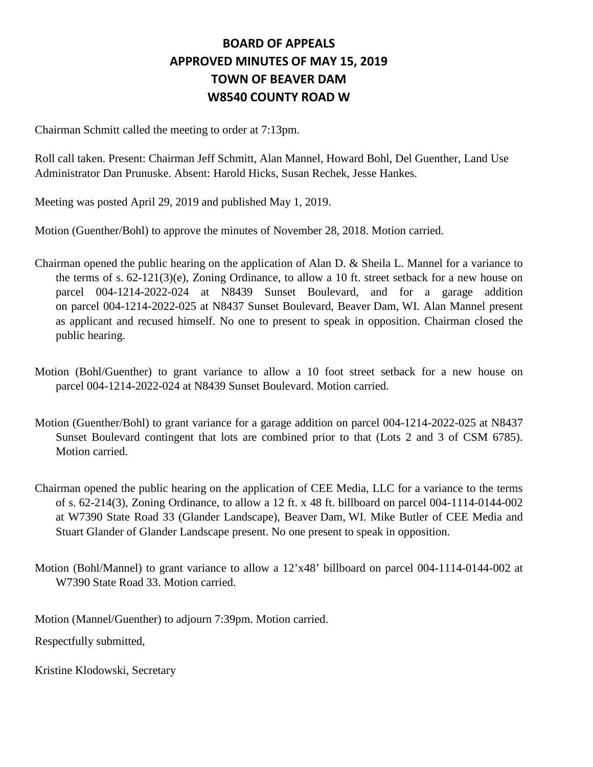# BOARD OF APPEALS
# APPROVED MINUTES OF MAY 15, 2019
# TOWN OF BEAVER DAM
# W8540 COUNTY ROAD W

Chairman Schmitt called the meeting to order at 7:13pm.

Roll call taken. Present: Chairman Jeff Schmitt, Alan Mannel, Howard Bohl, Del Guenther, Land Use Administrator Dan Prunuske. Absent: Harold Hicks, Susan Rechek, Jesse Hankes.

Meeting was posted April 29, 2019 and published May 1, 2019.

Motion (Guenther/Bohl) to approve the minutes of November 28, 2018. Motion carried.

Chairman opened the public hearing on the application of Alan D. & Sheila L. Mannel for a variance to the terms of s. 62-121(3)(e), Zoning Ordinance, to allow a 10 ft. street setback for a new house on parcel 004-1214-2022-024 at N8439 Sunset Boulevard, and for a garage addition on parcel 004-1214-2022-025 at N8437 Sunset Boulevard, Beaver Dam, WI. Alan Mannel present as applicant and recused himself. No one to present to speak in opposition. Chairman closed the public hearing.

Motion (Bohl/Guenther) to grant variance to allow a 10 foot street setback for a new house on parcel 004-1214-2022-024 at N8439 Sunset Boulevard. Motion carried.

Motion (Guenther/Bohl) to grant variance for a garage addition on parcel 004-1214-2022-025 at N8437 Sunset Boulevard contingent that lots are combined prior to that (Lots 2 and 3 of CSM 6785). Motion carried.

Chairman opened the public hearing on the application of CEE Media, LLC for a variance to the terms of s. 62-214(3), Zoning Ordinance, to allow a 12 ft. x 48 ft. billboard on parcel 004-1114-0144-002 at W7390 State Road 33 (Glander Landscape), Beaver Dam, WI. Mike Butler of CEE Media and Stuart Glander of Glander Landscape present. No one present to speak in opposition.

Motion (Bohl/Mannel) to grant variance to allow a 12'x48' billboard on parcel 004-1114-0144-002 at W7390 State Road 33. Motion carried.

Motion (Mannel/Guenther) to adjourn 7:39pm. Motion carried.

Respectfully submitted,

Kristine Klodowski, Secretary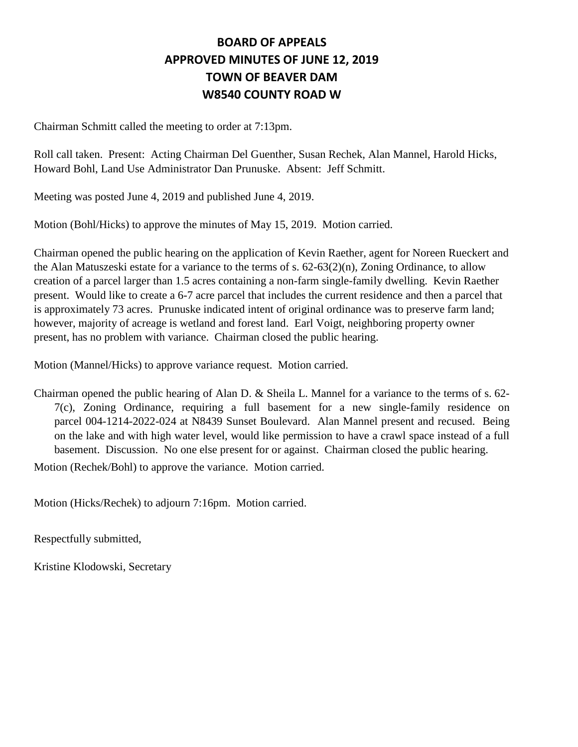# BOARD OF APPEALS
# APPROVED MINUTES OF JUNE 12, 2019
# TOWN OF BEAVER DAM
# W8540 COUNTY ROAD W

Chairman Schmitt called the meeting to order at 7:13pm.

Roll call taken. Present: Acting Chairman Del Guenther, Susan Rechek, Alan Mannel, Harold Hicks, Howard Bohl, Land Use Administrator Dan Prunuske. Absent: Jeff Schmitt.

Meeting was posted June 4, 2019 and published June 4, 2019.

Motion (Bohl/Hicks) to approve the minutes of May 15, 2019. Motion carried.

Chairman opened the public hearing on the application of Kevin Raether, agent for Noreen Rueckert and the Alan Matuszeski estate for a variance to the terms of s. 62-63(2)(n), Zoning Ordinance, to allow creation of a parcel larger than 1.5 acres containing a non-farm single-family dwelling. Kevin Raether present. Would like to create a 6-7 acre parcel that includes the current residence and then a parcel that is approximately 73 acres. Prunuske indicated intent of original ordinance was to preserve farm land; however, majority of acreage is wetland and forest land. Earl Voigt, neighboring property owner present, has no problem with variance. Chairman closed the public hearing.

Motion (Mannel/Hicks) to approve variance request. Motion carried.

Chairman opened the public hearing of Alan D. & Sheila L. Mannel for a variance to the terms of s. 62-7(c), Zoning Ordinance, requiring a full basement for a new single-family residence on parcel 004-1214-2022-024 at N8439 Sunset Boulevard. Alan Mannel present and recused. Being on the lake and with high water level, would like permission to have a crawl space instead of a full basement. Discussion. No one else present for or against. Chairman closed the public hearing.

Motion (Rechek/Bohl) to approve the variance. Motion carried.

Motion (Hicks/Rechek) to adjourn 7:16pm. Motion carried.

Respectfully submitted,

Kristine Klodowski, Secretary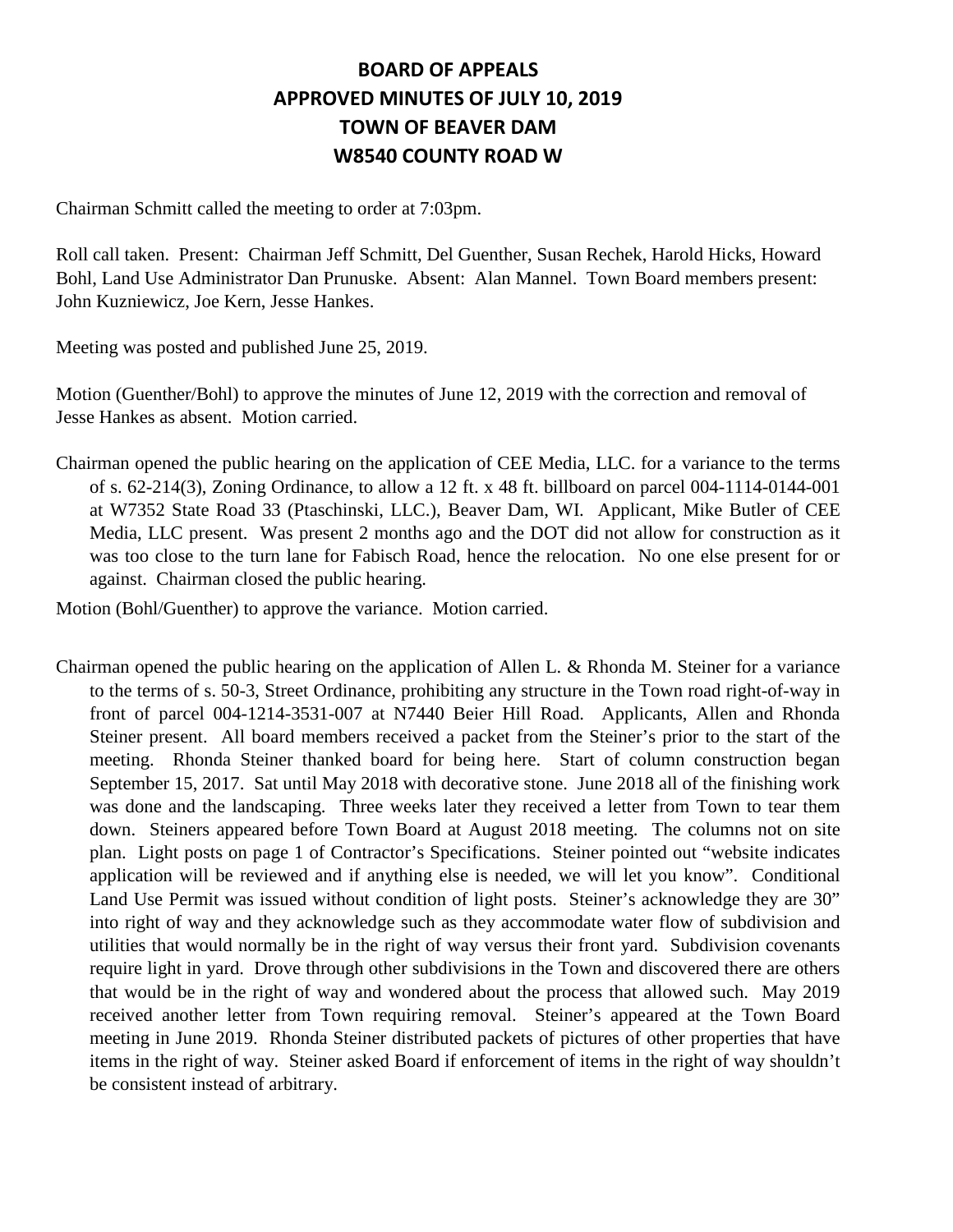# BOARD OF APPEALS
# APPROVED MINUTES OF JULY 10, 2019
# TOWN OF BEAVER DAM
# W8540 COUNTY ROAD W

Chairman Schmitt called the meeting to order at 7:03pm.

Roll call taken. Present: Chairman Jeff Schmitt, Del Guenther, Susan Rechek, Harold Hicks, Howard Bohl, Land Use Administrator Dan Prunuske. Absent: Alan Mannel. Town Board members present: John Kuzniewicz, Joe Kern, Jesse Hankes.

Meeting was posted and published June 25, 2019.

Motion (Guenther/Bohl) to approve the minutes of June 12, 2019 with the correction and removal of Jesse Hankes as absent. Motion carried.

Chairman opened the public hearing on the application of CEE Media, LLC. for a variance to the terms of s. 62-214(3), Zoning Ordinance, to allow a 12 ft. x 48 ft. billboard on parcel 004-1114-0144-001 at W7352 State Road 33 (Ptaschinski, LLC.), Beaver Dam, WI. Applicant, Mike Butler of CEE Media, LLC present. Was present 2 months ago and the DOT did not allow for construction as it was too close to the turn lane for Fabisch Road, hence the relocation. No one else present for or against. Chairman closed the public hearing.

Motion (Bohl/Guenther) to approve the variance. Motion carried.

Chairman opened the public hearing on the application of Allen L. & Rhonda M. Steiner for a variance to the terms of s. 50-3, Street Ordinance, prohibiting any structure in the Town road right-of-way in front of parcel 004-1214-3531-007 at N7440 Beier Hill Road. Applicants, Allen and Rhonda Steiner present. All board members received a packet from the Steiner's prior to the start of the meeting. Rhonda Steiner thanked board for being here. Start of column construction began September 15, 2017. Sat until May 2018 with decorative stone. June 2018 all of the finishing work was done and the landscaping. Three weeks later they received a letter from Town to tear them down. Steiners appeared before Town Board at August 2018 meeting. The columns not on site plan. Light posts on page 1 of Contractor's Specifications. Steiner pointed out "website indicates application will be reviewed and if anything else is needed, we will let you know". Conditional Land Use Permit was issued without condition of light posts. Steiner's acknowledge they are 30" into right of way and they acknowledge such as they accommodate water flow of subdivision and utilities that would normally be in the right of way versus their front yard. Subdivision covenants require light in yard. Drove through other subdivisions in the Town and discovered there are others that would be in the right of way and wondered about the process that allowed such. May 2019 received another letter from Town requiring removal. Steiner's appeared at the Town Board meeting in June 2019. Rhonda Steiner distributed packets of pictures of other properties that have items in the right of way. Steiner asked Board if enforcement of items in the right of way shouldn't be consistent instead of arbitrary.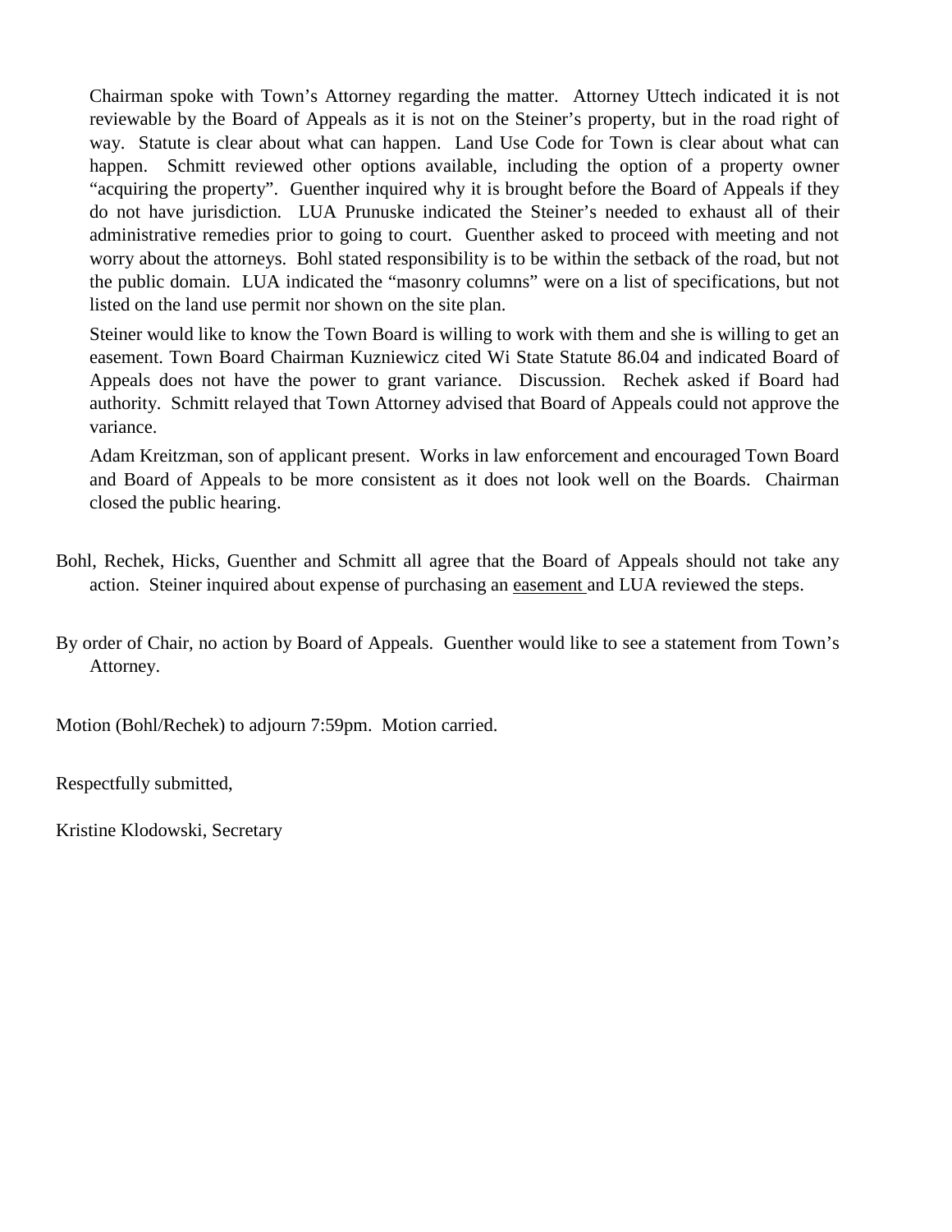Chairman spoke with Town's Attorney regarding the matter. Attorney Uttech indicated it is not reviewable by the Board of Appeals as it is not on the Steiner's property, but in the road right of way. Statute is clear about what can happen. Land Use Code for Town is clear about what can happen. Schmitt reviewed other options available, including the option of a property owner "acquiring the property". Guenther inquired why it is brought before the Board of Appeals if they do not have jurisdiction. LUA Prunuske indicated the Steiner's needed to exhaust all of their administrative remedies prior to going to court. Guenther asked to proceed with meeting and not worry about the attorneys. Bohl stated responsibility is to be within the setback of the road, but not the public domain. LUA indicated the "masonry columns" were on a list of specifications, but not listed on the land use permit nor shown on the site plan.

Steiner would like to know the Town Board is willing to work with them and she is willing to get an easement. Town Board Chairman Kuzniewicz cited Wi State Statute 86.04 and indicated Board of Appeals does not have the power to grant variance. Discussion. Rechek asked if Board had authority. Schmitt relayed that Town Attorney advised that Board of Appeals could not approve the variance.

Adam Kreitzman, son of applicant present. Works in law enforcement and encouraged Town Board and Board of Appeals to be more consistent as it does not look well on the Boards. Chairman closed the public hearing.

Bohl, Rechek, Hicks, Guenther and Schmitt all agree that the Board of Appeals should not take any action. Steiner inquired about expense of purchasing an easement and LUA reviewed the steps.

By order of Chair, no action by Board of Appeals. Guenther would like to see a statement from Town's Attorney.

Motion (Bohl/Rechek) to adjourn 7:59pm. Motion carried.

Respectfully submitted,

Kristine Klodowski, Secretary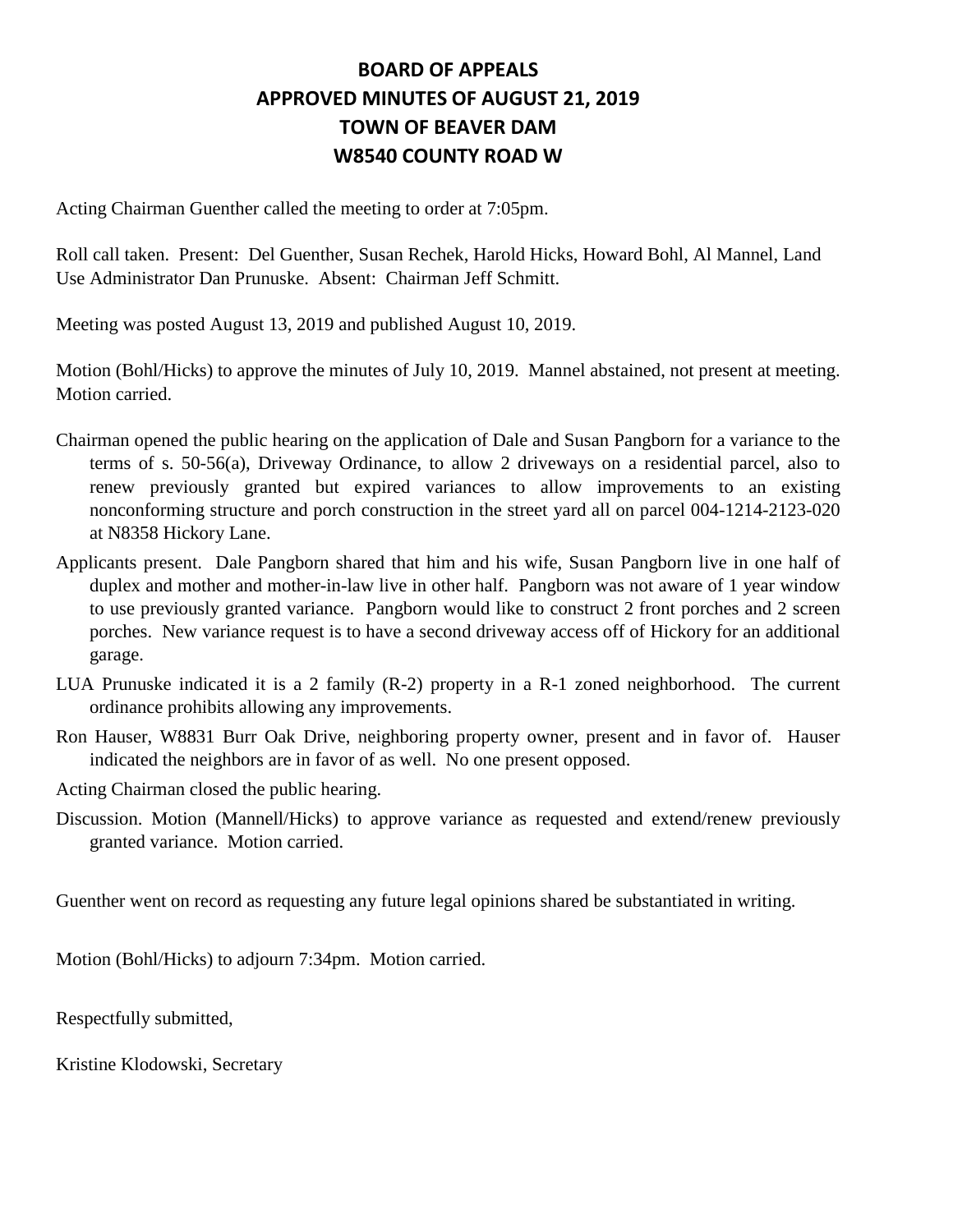# BOARD OF APPEALS
# APPROVED MINUTES OF AUGUST 21, 2019
# TOWN OF BEAVER DAM
# W8540 COUNTY ROAD W

Acting Chairman Guenther called the meeting to order at 7:05pm.

Roll call taken. Present: Del Guenther, Susan Rechek, Harold Hicks, Howard Bohl, Al Mannel, Land Use Administrator Dan Prunuske. Absent: Chairman Jeff Schmitt.

Meeting was posted August 13, 2019 and published August 10, 2019.

Motion (Bohl/Hicks) to approve the minutes of July 10, 2019. Mannel abstained, not present at meeting. Motion carried.

Chairman opened the public hearing on the application of Dale and Susan Pangborn for a variance to the terms of s. 50-56(a), Driveway Ordinance, to allow 2 driveways on a residential parcel, also to renew previously granted but expired variances to allow improvements to an existing nonconforming structure and porch construction in the street yard all on parcel 004-1214-2123-020 at N8358 Hickory Lane.

Applicants present. Dale Pangborn shared that him and his wife, Susan Pangborn live in one half of duplex and mother and mother-in-law live in other half. Pangborn was not aware of 1 year window to use previously granted variance. Pangborn would like to construct 2 front porches and 2 screen porches. New variance request is to have a second driveway access off of Hickory for an additional garage.

LUA Prunuske indicated it is a 2 family (R-2) property in a R-1 zoned neighborhood. The current ordinance prohibits allowing any improvements.

Ron Hauser, W8831 Burr Oak Drive, neighboring property owner, present and in favor of. Hauser indicated the neighbors are in favor of as well. No one present opposed.

Acting Chairman closed the public hearing.

Discussion. Motion (Mannell/Hicks) to approve variance as requested and extend/renew previously granted variance. Motion carried.

Guenther went on record as requesting any future legal opinions shared be substantiated in writing.

Motion (Bohl/Hicks) to adjourn 7:34pm. Motion carried.

Respectfully submitted,

Kristine Klodowski, Secretary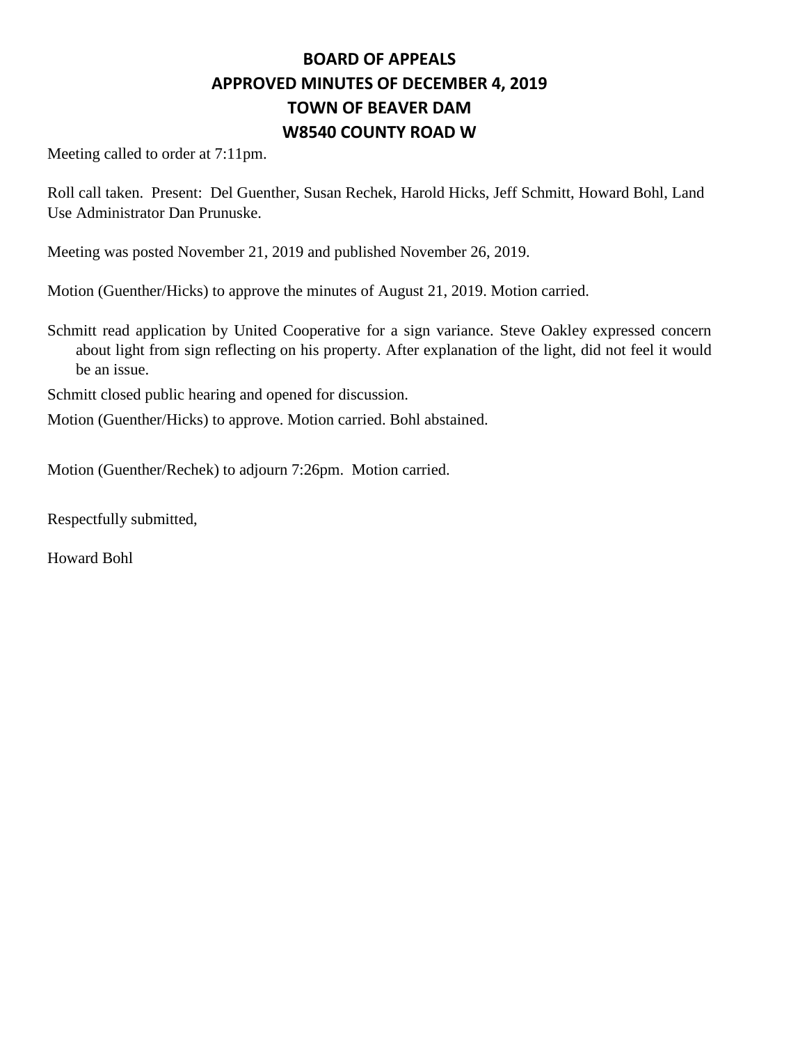**BOARD OF APPEALS**
**APPROVED MINUTES OF DECEMBER 4, 2019**
**TOWN OF BEAVER DAM**
**W8540 COUNTY ROAD W**

Meeting called to order at 7:11pm.

Roll call taken. Present: Del Guenther, Susan Rechek, Harold Hicks, Jeff Schmitt, Howard Bohl, Land Use Administrator Dan Prunuske.

Meeting was posted November 21, 2019 and published November 26, 2019.

Motion (Guenther/Hicks) to approve the minutes of August 21, 2019. Motion carried.

Schmitt read application by United Cooperative for a sign variance. Steve Oakley expressed concern about light from sign reflecting on his property. After explanation of the light, did not feel it would be an issue.

Schmitt closed public hearing and opened for discussion.

Motion (Guenther/Hicks) to approve. Motion carried. Bohl abstained.

Motion (Guenther/Rechek) to adjourn 7:26pm. Motion carried.

Respectfully submitted,

Howard Bohl